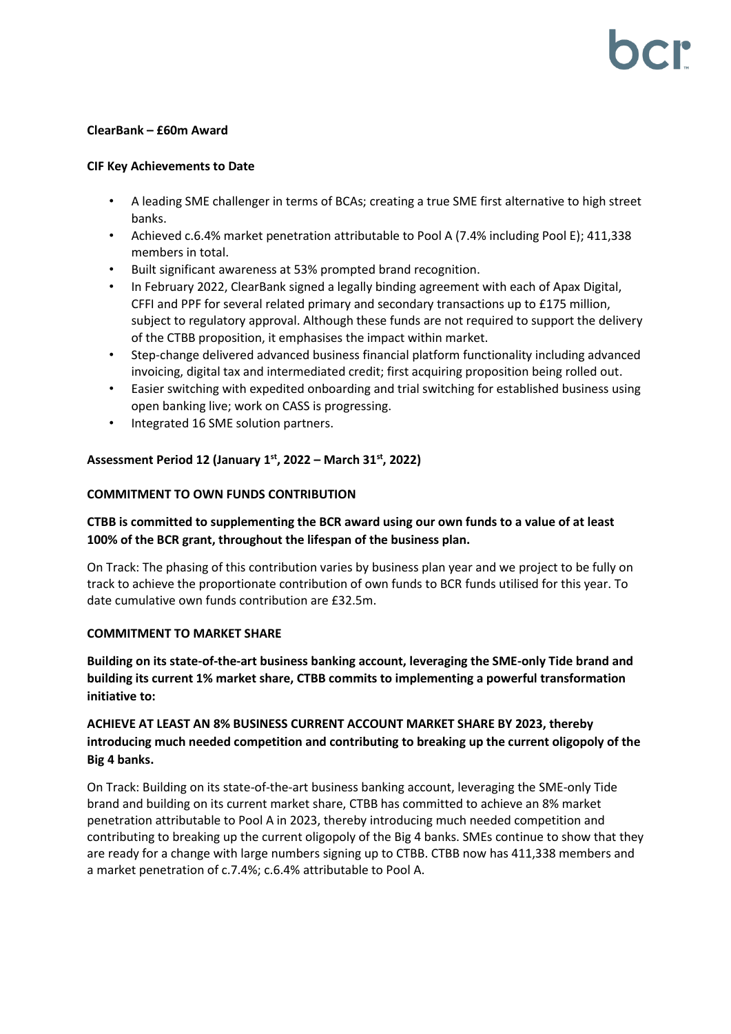**ClearBank – £60m Award**

**CIF Key Achievements to Date**

- A leading SME challenger in terms of BCAs; creating a true SME first alternative to high street banks.
- Achieved c.6.4% market penetration attributable to Pool A (7.4% including Pool E); 411,338 members in total.
- Built significant awareness at 53% prompted brand recognition.
- In February 2022, ClearBank signed a legally binding agreement with each of Apax Digital, CFFI and PPF for several related primary and secondary transactions up to £175 million, subject to regulatory approval. Although these funds are not required to support the delivery of the CTBB proposition, it emphasises the impact within market.
- Step-change delivered advanced business financial platform functionality including advanced invoicing, digital tax and intermediated credit; first acquiring proposition being rolled out.
- Easier switching with expedited onboarding and trial switching for established business using open banking live; work on CASS is progressing.
- Integrated 16 SME solution partners.

**Assessment Period 12 (January 1st, 2022 – March 31st, 2022)**

**COMMITMENT TO OWN FUNDS CONTRIBUTION**

**CTBB is committed to supplementing the BCR award using our own funds to a value of at least 100% of the BCR grant, throughout the lifespan of the business plan.**

On Track: The phasing of this contribution varies by business plan year and we project to be fully on track to achieve the proportionate contribution of own funds to BCR funds utilised for this year. To date cumulative own funds contribution are £32.5m.

**COMMITMENT TO MARKET SHARE**

**Building on its state-of-the-art business banking account, leveraging the SME-only Tide brand and building its current 1% market share, CTBB commits to implementing a powerful transformation initiative to:**

**ACHIEVE AT LEAST AN 8% BUSINESS CURRENT ACCOUNT MARKET SHARE BY 2023, thereby introducing much needed competition and contributing to breaking up the current oligopoly of the Big 4 banks.**

On Track: Building on its state-of-the-art business banking account, leveraging the SME-only Tide brand and building on its current market share, CTBB has committed to achieve an 8% market penetration attributable to Pool A in 2023, thereby introducing much needed competition and contributing to breaking up the current oligopoly of the Big 4 banks. SMEs continue to show that they are ready for a change with large numbers signing up to CTBB. CTBB now has 411,338 members and a market penetration of c.7.4%; c.6.4% attributable to Pool A.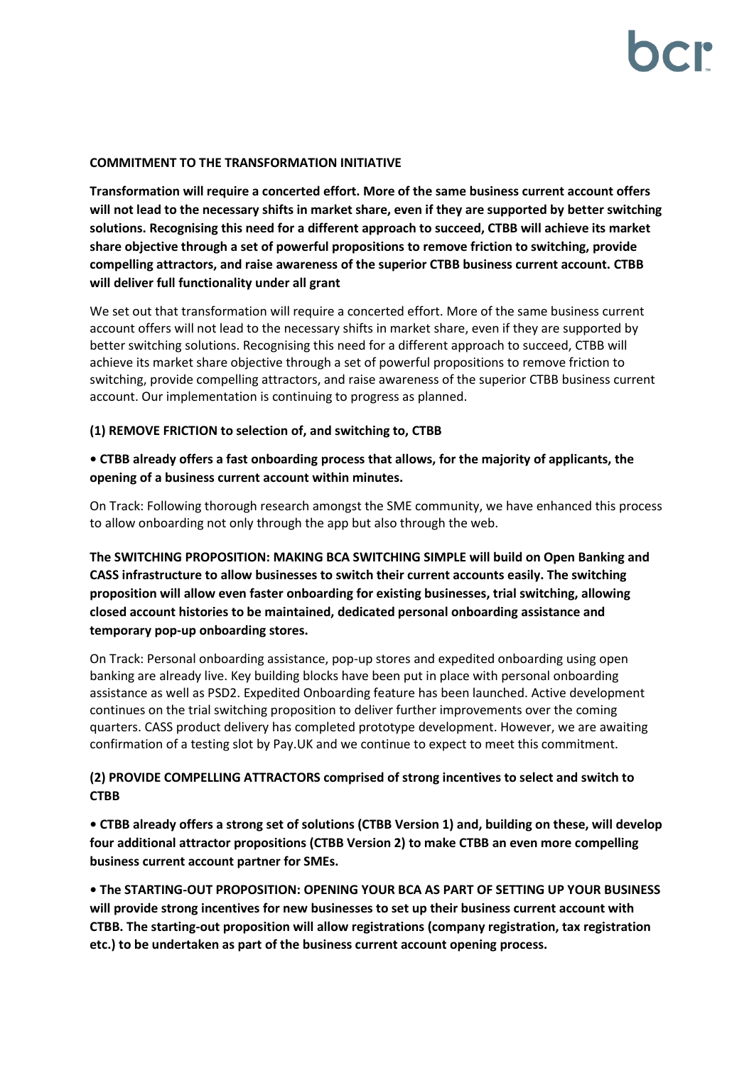**COMMITMENT TO THE TRANSFORMATION INITIATIVE**

**Transformation will require a concerted effort. More of the same business current account offers will not lead to the necessary shifts in market share, even if they are supported by better switching solutions. Recognising this need for a different approach to succeed, CTBB will achieve its market share objective through a set of powerful propositions to remove friction to switching, provide compelling attractors, and raise awareness of the superior CTBB business current account. CTBB will deliver full functionality under all grant**

We set out that transformation will require a concerted effort. More of the same business current account offers will not lead to the necessary shifts in market share, even if they are supported by better switching solutions. Recognising this need for a different approach to succeed, CTBB will achieve its market share objective through a set of powerful propositions to remove friction to switching, provide compelling attractors, and raise awareness of the superior CTBB business current account. Our implementation is continuing to progress as planned.

**(1) REMOVE FRICTION to selection of, and switching to, CTBB**

**• CTBB already offers a fast onboarding process that allows, for the majority of applicants, the opening of a business current account within minutes.**

On Track: Following thorough research amongst the SME community, we have enhanced this process to allow onboarding not only through the app but also through the web.

**The SWITCHING PROPOSITION: MAKING BCA SWITCHING SIMPLE will build on Open Banking and CASS infrastructure to allow businesses to switch their current accounts easily. The switching proposition will allow even faster onboarding for existing businesses, trial switching, allowing closed account histories to be maintained, dedicated personal onboarding assistance and temporary pop-up onboarding stores.**

On Track: Personal onboarding assistance, pop-up stores and expedited onboarding using open banking are already live. Key building blocks have been put in place with personal onboarding assistance as well as PSD2. Expedited Onboarding feature has been launched. Active development continues on the trial switching proposition to deliver further improvements over the coming quarters. CASS product delivery has completed prototype development. However, we are awaiting confirmation of a testing slot by Pay.UK and we continue to expect to meet this commitment.

**(2) PROVIDE COMPELLING ATTRACTORS comprised of strong incentives to select and switch to CTBB**

**• CTBB already offers a strong set of solutions (CTBB Version 1) and, building on these, will develop four additional attractor propositions (CTBB Version 2) to make CTBB an even more compelling business current account partner for SMEs.**

**• The STARTING-OUT PROPOSITION: OPENING YOUR BCA AS PART OF SETTING UP YOUR BUSINESS will provide strong incentives for new businesses to set up their business current account with CTBB. The starting-out proposition will allow registrations (company registration, tax registration etc.) to be undertaken as part of the business current account opening process.**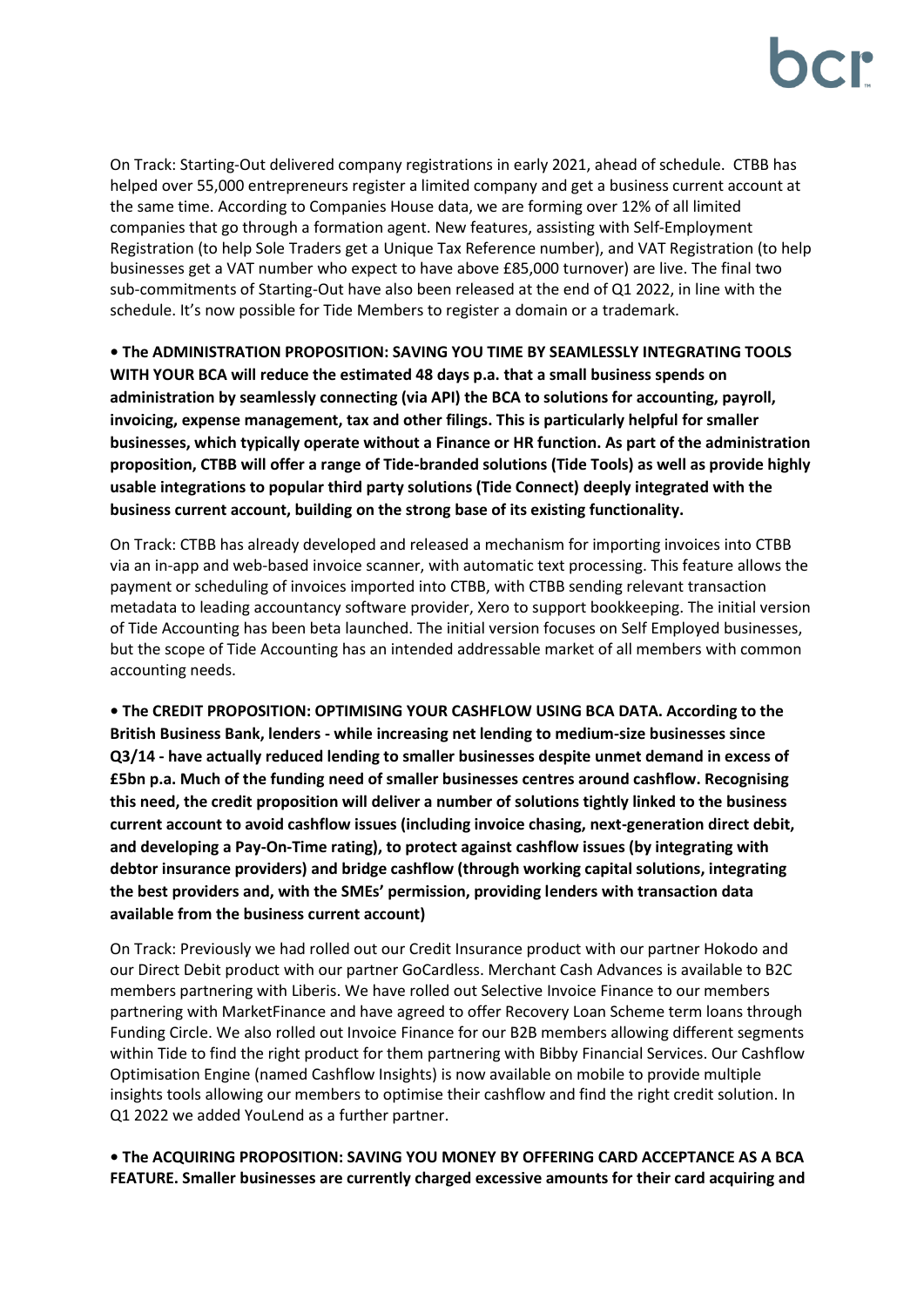On Track: Starting-Out delivered company registrations in early 2021, ahead of schedule. CTBB has helped over 55,000 entrepreneurs register a limited company and get a business current account at the same time. According to Companies House data, we are forming over 12% of all limited companies that go through a formation agent. New features, assisting with Self-Employment Registration (to help Sole Traders get a Unique Tax Reference number), and VAT Registration (to help businesses get a VAT number who expect to have above £85,000 turnover) are live. The final two sub-commitments of Starting-Out have also been released at the end of Q1 2022, in line with the schedule. It's now possible for Tide Members to register a domain or a trademark.

**• The ADMINISTRATION PROPOSITION: SAVING YOU TIME BY SEAMLESSLY INTEGRATING TOOLS WITH YOUR BCA will reduce the estimated 48 days p.a. that a small business spends on administration by seamlessly connecting (via API) the BCA to solutions for accounting, payroll, invoicing, expense management, tax and other filings. This is particularly helpful for smaller businesses, which typically operate without a Finance or HR function. As part of the administration proposition, CTBB will offer a range of Tide-branded solutions (Tide Tools) as well as provide highly usable integrations to popular third party solutions (Tide Connect) deeply integrated with the business current account, building on the strong base of its existing functionality.**

On Track: CTBB has already developed and released a mechanism for importing invoices into CTBB via an in-app and web-based invoice scanner, with automatic text processing. This feature allows the payment or scheduling of invoices imported into CTBB, with CTBB sending relevant transaction metadata to leading accountancy software provider, Xero to support bookkeeping. The initial version of Tide Accounting has been beta launched. The initial version focuses on Self Employed businesses, but the scope of Tide Accounting has an intended addressable market of all members with common accounting needs.

**• The CREDIT PROPOSITION: OPTIMISING YOUR CASHFLOW USING BCA DATA. According to the British Business Bank, lenders - while increasing net lending to medium-size businesses since Q3/14 - have actually reduced lending to smaller businesses despite unmet demand in excess of £5bn p.a. Much of the funding need of smaller businesses centres around cashflow. Recognising this need, the credit proposition will deliver a number of solutions tightly linked to the business current account to avoid cashflow issues (including invoice chasing, next-generation direct debit, and developing a Pay-On-Time rating), to protect against cashflow issues (by integrating with debtor insurance providers) and bridge cashflow (through working capital solutions, integrating the best providers and, with the SMEs' permission, providing lenders with transaction data available from the business current account)**

On Track: Previously we had rolled out our Credit Insurance product with our partner Hokodo and our Direct Debit product with our partner GoCardless. Merchant Cash Advances is available to B2C members partnering with Liberis. We have rolled out Selective Invoice Finance to our members partnering with MarketFinance and have agreed to offer Recovery Loan Scheme term loans through Funding Circle. We also rolled out Invoice Finance for our B2B members allowing different segments within Tide to find the right product for them partnering with Bibby Financial Services. Our Cashflow Optimisation Engine (named Cashflow Insights) is now available on mobile to provide multiple insights tools allowing our members to optimise their cashflow and find the right credit solution. In Q1 2022 we added YouLend as a further partner.

**• The ACQUIRING PROPOSITION: SAVING YOU MONEY BY OFFERING CARD ACCEPTANCE AS A BCA FEATURE. Smaller businesses are currently charged excessive amounts for their card acquiring and**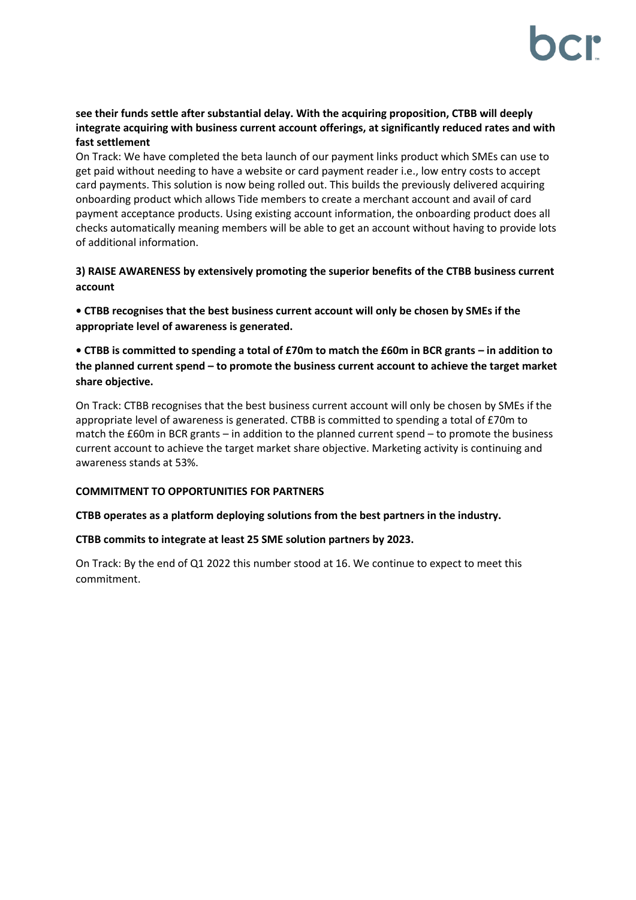**see their funds settle after substantial delay. With the acquiring proposition, CTBB will deeply integrate acquiring with business current account offerings, at significantly reduced rates and with fast settlement**

On Track: We have completed the beta launch of our payment links product which SMEs can use to get paid without needing to have a website or card payment reader i.e., low entry costs to accept card payments. This solution is now being rolled out. This builds the previously delivered acquiring onboarding product which allows Tide members to create a merchant account and avail of card payment acceptance products. Using existing account information, the onboarding product does all checks automatically meaning members will be able to get an account without having to provide lots of additional information.

**3) RAISE AWARENESS by extensively promoting the superior benefits of the CTBB business current account**

- **CTBB recognises that the best business current account will only be chosen by SMEs if the appropriate level of awareness is generated.**

- **CTBB is committed to spending a total of £70m to match the £60m in BCR grants – in addition to the planned current spend – to promote the business current account to achieve the target market share objective.**

On Track: CTBB recognises that the best business current account will only be chosen by SMEs if the appropriate level of awareness is generated. CTBB is committed to spending a total of £70m to match the £60m in BCR grants – in addition to the planned current spend – to promote the business current account to achieve the target market share objective. Marketing activity is continuing and awareness stands at 53%.

**COMMITMENT TO OPPORTUNITIES FOR PARTNERS**

**CTBB operates as a platform deploying solutions from the best partners in the industry.**

**CTBB commits to integrate at least 25 SME solution partners by 2023.**

On Track: By the end of Q1 2022 this number stood at 16. We continue to expect to meet this commitment.